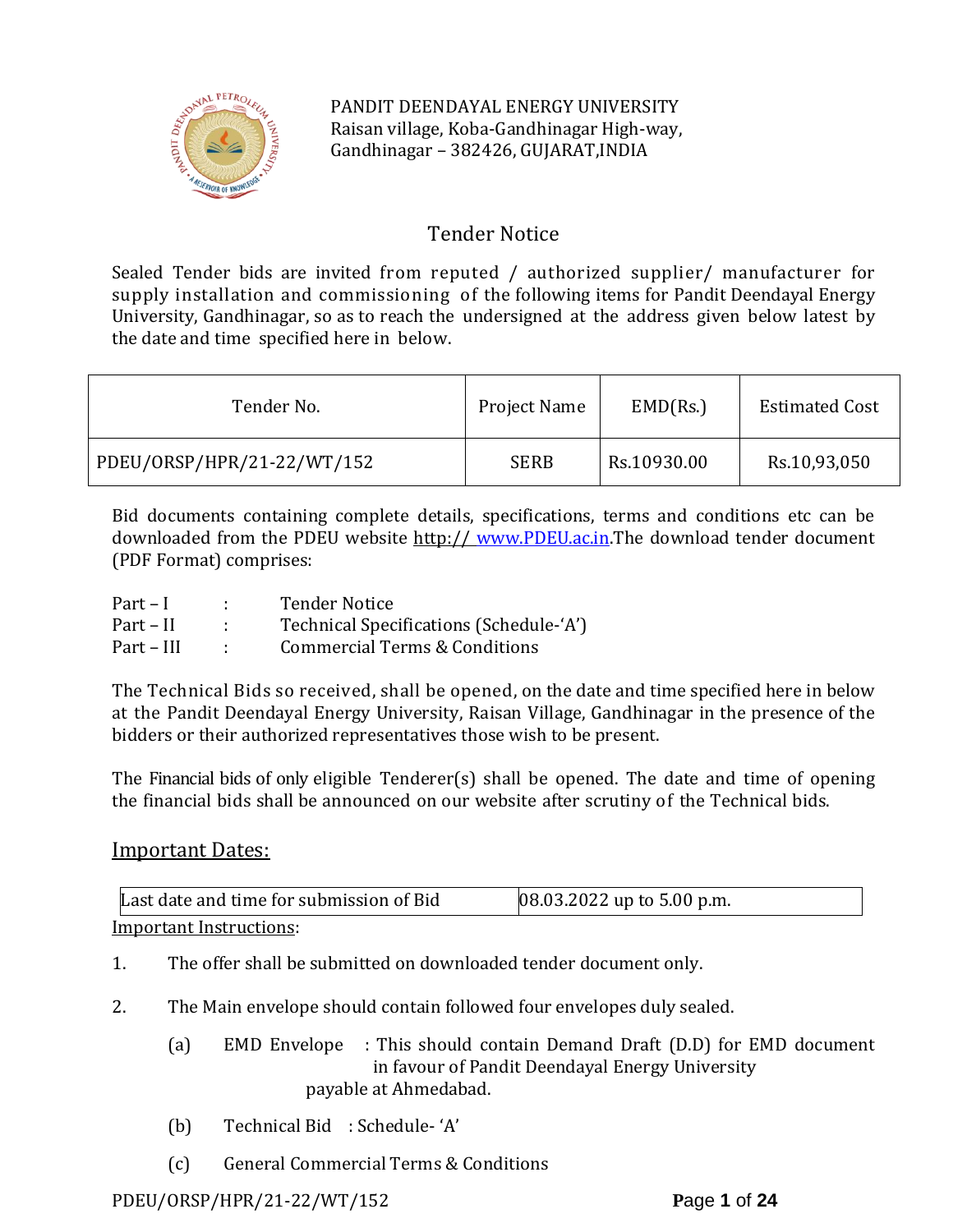PANDIT DEENDAYAL ENERGY UNIVERSITY
Raisan village, Koba-Gandhinagar High-way,
Gandhinagar – 382426, GUJARAT,INDIA

# Tender Notice

Sealed Tender bids are invited from reputed / authorized supplier/ manufacturer for supply installation and commissioning of the following items for Pandit Deendayal Energy University, Gandhinagar, so as to reach the undersigned at the address given below latest by the date and time specified here in below.

| Tender No. | Project Name | EMD(Rs.) | Estimated Cost |
|---|---|---|---|
| PDEU/ORSP/HPR/21-22/WT/152 | SERB | Rs.10930.00 | Rs.10,93,050 |

Bid documents containing complete details, specifications, terms and conditions etc can be downloaded from the PDEU website http:// www.PDEU.ac.in.The download tender document (PDF Format) comprises:

Part – I : Tender Notice
Part – II : Technical Specifications (Schedule-'A')
Part – III : Commercial Terms & Conditions

The Technical Bids so received, shall be opened, on the date and time specified here in below at the Pandit Deendayal Energy University, Raisan Village, Gandhinagar in the presence of the bidders or their authorized representatives those wish to be present.

The Financial bids of only eligible Tenderer(s) shall be opened. The date and time of opening the financial bids shall be announced on our website after scrutiny of the Technical bids.

## Important Dates:

| Last date and time for submission of Bid | 08.03.2022 up to 5.00 p.m. |
|---|---|

Important Instructions:

1. The offer shall be submitted on downloaded tender document only.

2. The Main envelope should contain followed four envelopes duly sealed.

   (a) EMD Envelope : This should contain Demand Draft (D.D) for EMD document in favour of Pandit Deendayal Energy University payable at Ahmedabad.

   (b) Technical Bid : Schedule- 'A'

   (c) General Commercial Terms & Conditions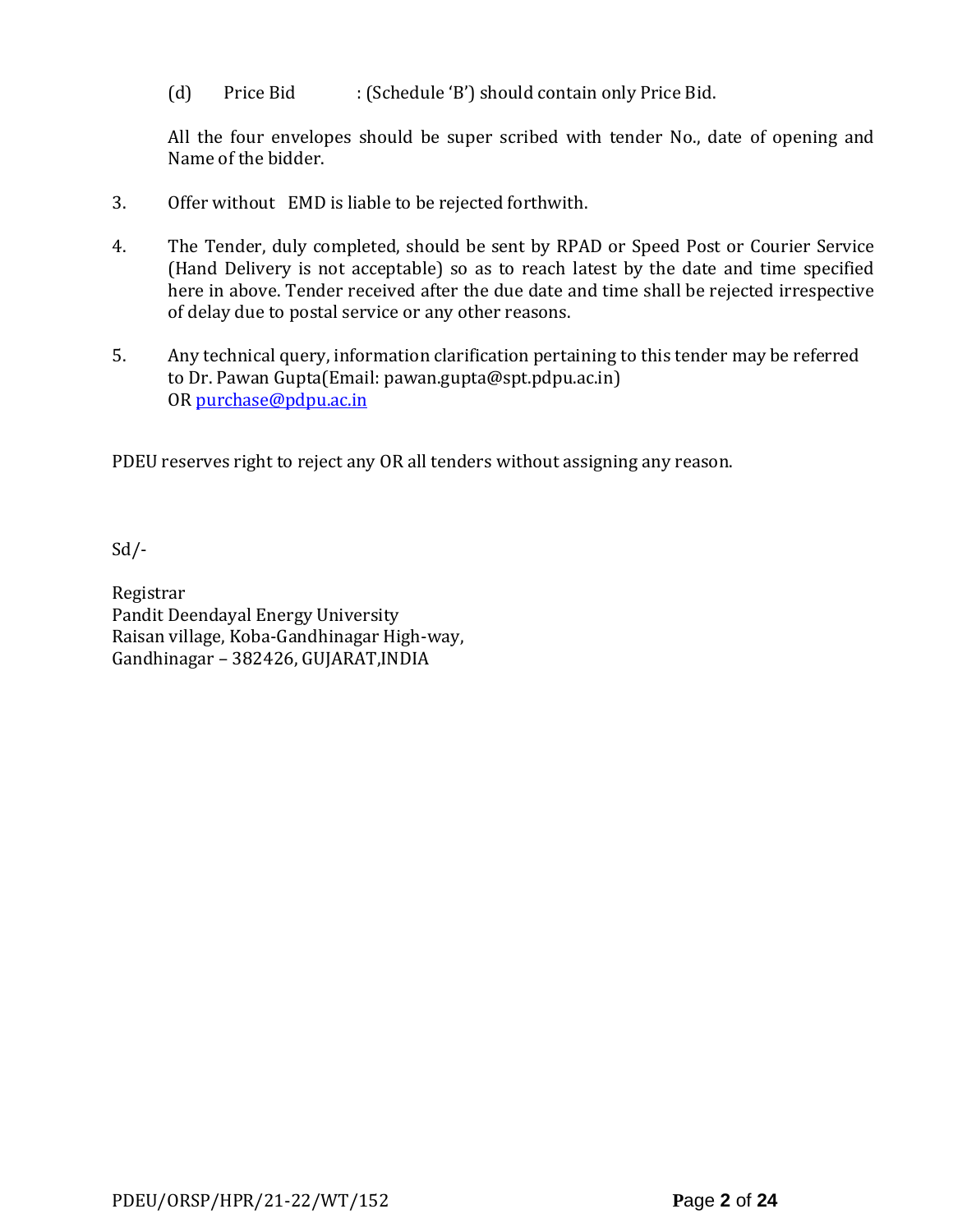(d) Price Bid : (Schedule 'B') should contain only Price Bid.

All the four envelopes should be super scribed with tender No., date of opening and Name of the bidder.

3. Offer without EMD is liable to be rejected forthwith.

4. The Tender, duly completed, should be sent by RPAD or Speed Post or Courier Service (Hand Delivery is not acceptable) so as to reach latest by the date and time specified here in above. Tender received after the due date and time shall be rejected irrespective of delay due to postal service or any other reasons.

5. Any technical query, information clarification pertaining to this tender may be referred to Dr. Pawan Gupta(Email: pawan.gupta@spt.pdpu.ac.in) OR purchase@pdpu.ac.in

PDEU reserves right to reject any OR all tenders without assigning any reason.

Sd/-

Registrar
Pandit Deendayal Energy University
Raisan village, Koba-Gandhinagar High-way,
Gandhinagar – 382426, GUJARAT,INDIA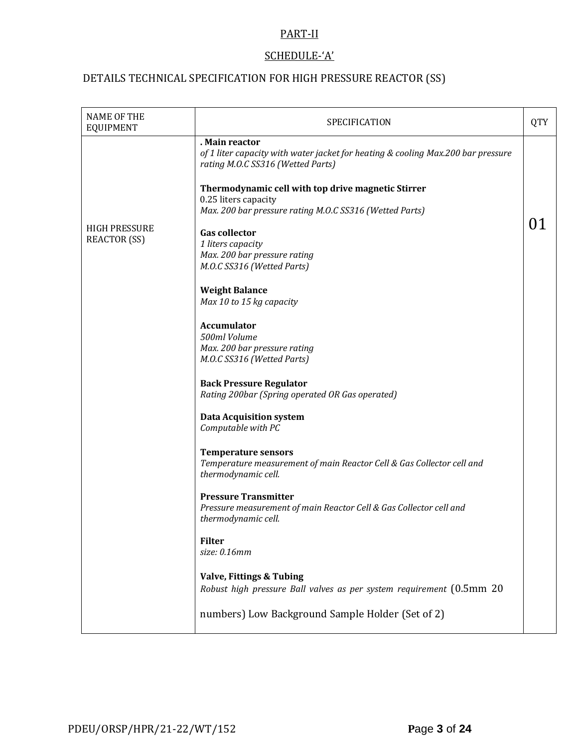PART-II

SCHEDULE-'A'

DETAILS TECHNICAL SPECIFICATION FOR HIGH PRESSURE REACTOR (SS)

| NAME OF THE EQUIPMENT | SPECIFICATION | QTY |
|---|---|---|
| HIGH PRESSURE REACTOR (SS) | **. Main reactor**<br>*of 1 liter capacity with water jacket for heating & cooling Max.200 bar pressure rating M.O.C SS316 (Wetted Parts)*<br><br>**Thermodynamic cell with top drive magnetic Stirrer**<br>0.25 liters capacity<br>*Max. 200 bar pressure rating M.O.C SS316 (Wetted Parts)*<br><br>**Gas collector**<br>*1 liters capacity*<br>*Max. 200 bar pressure rating*<br>*M.O.C SS316 (Wetted Parts)*<br><br>**Weight Balance**<br>*Max 10 to 15 kg capacity*<br><br>**Accumulator**<br>*500ml Volume*<br>*Max. 200 bar pressure rating*<br>*M.O.C SS316 (Wetted Parts)*<br><br>**Back Pressure Regulator**<br>*Rating 200bar (Spring operated OR Gas operated)*<br><br>**Data Acquisition system**<br>*Computable with PC*<br><br>**Temperature sensors**<br>*Temperature measurement of main Reactor Cell & Gas Collector cell and thermodynamic cell.*<br><br>**Pressure Transmitter**<br>*Pressure measurement of main Reactor Cell & Gas Collector cell and thermodynamic cell.*<br><br>**Filter**<br>*size: 0.16mm*<br><br>**Valve, Fittings & Tubing**<br>*Robust high pressure Ball valves as per system requirement* (0.5mm 20 numbers) Low Background Sample Holder (Set of 2) | 01 |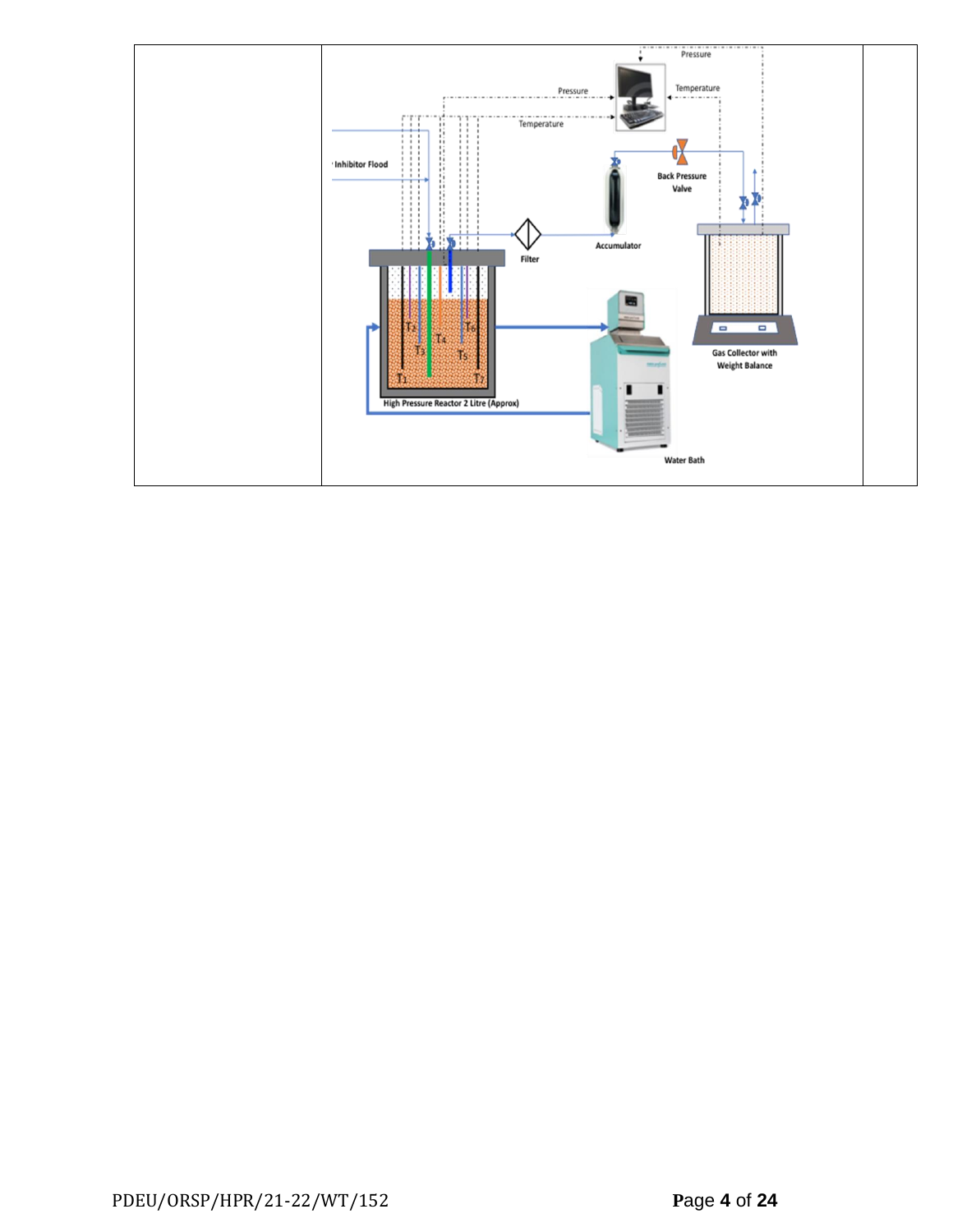| | | |
|---|---|---|
| | Pressure<br>Pressure<br>Temperature<br>Temperature<br>Inhibitor Flood<br>Back Pressure Valve<br>Accumulator<br>Filter<br>$T_1$ $T_2$ $T_3$ $T_4$ $T_5$ $T_6$ $T_7$<br>High Pressure Reactor 2 Litre (Approx)<br>Gas Collector with Weight Balance<br>Water Bath | |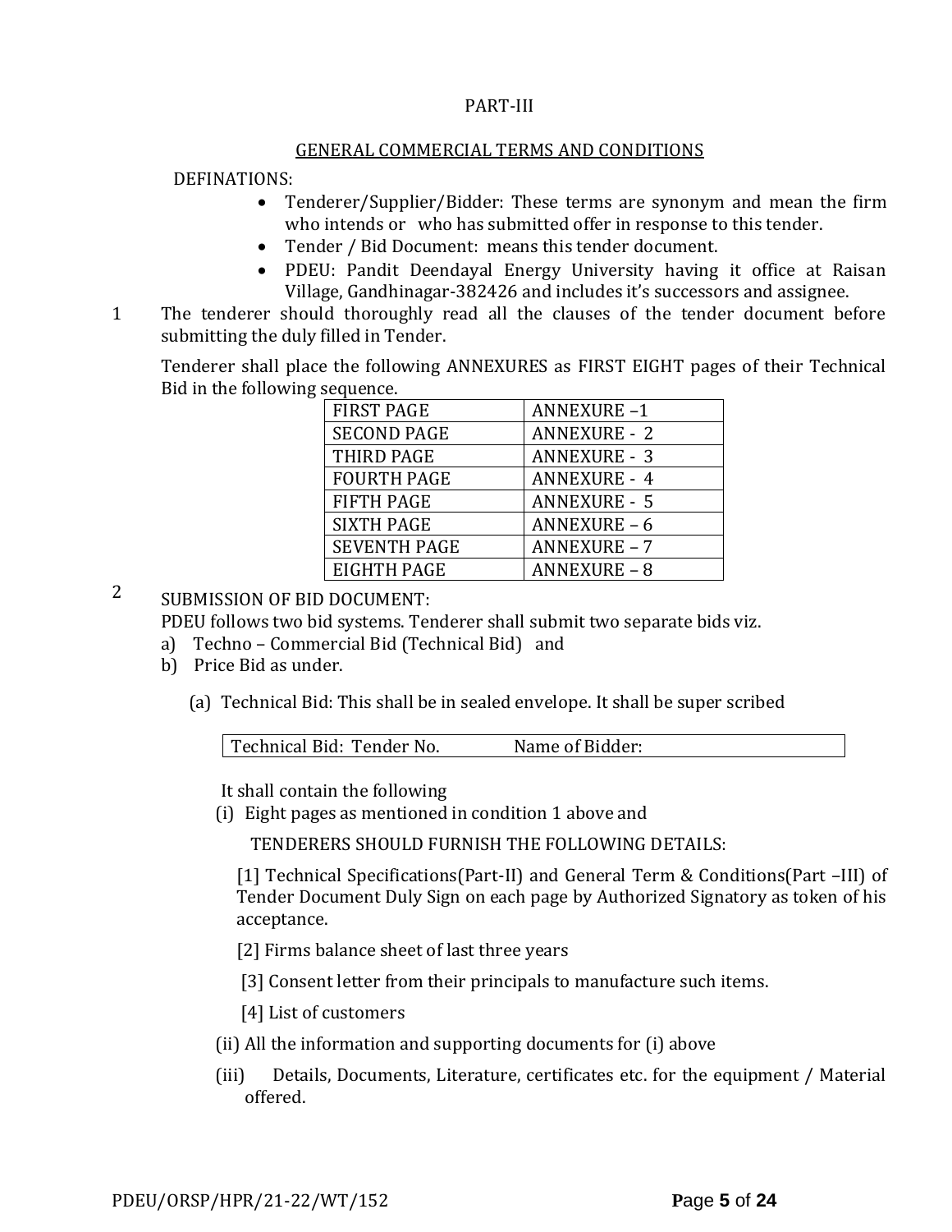PART-III

## GENERAL COMMERCIAL TERMS AND CONDITIONS

DEFINATIONS:

- Tenderer/Supplier/Bidder: These terms are synonym and mean the firm who intends or who has submitted offer in response to this tender.
- Tender / Bid Document: means this tender document.
- PDEU: Pandit Deendayal Energy University having it office at Raisan Village, Gandhinagar-382426 and includes it's successors and assignee.

1 The tenderer should thoroughly read all the clauses of the tender document before submitting the duly filled in Tender.

Tenderer shall place the following ANNEXURES as FIRST EIGHT pages of their Technical Bid in the following sequence.

| FIRST PAGE | ANNEXURE –1 |
|---|---|
| SECOND PAGE | ANNEXURE - 2 |
| THIRD PAGE | ANNEXURE - 3 |
| FOURTH PAGE | ANNEXURE - 4 |
| FIFTH PAGE | ANNEXURE - 5 |
| SIXTH PAGE | ANNEXURE – 6 |
| SEVENTH PAGE | ANNEXURE – 7 |
| EIGHTH PAGE | ANNEXURE – 8 |

2 SUBMISSION OF BID DOCUMENT:

PDEU follows two bid systems. Tenderer shall submit two separate bids viz.

a) Techno – Commercial Bid (Technical Bid) and
b) Price Bid as under.

(a) Technical Bid: This shall be in sealed envelope. It shall be super scribed

| Technical Bid: Tender No. | Name of Bidder: |
|---|---|

It shall contain the following

(i) Eight pages as mentioned in condition 1 above and

TENDERERS SHOULD FURNISH THE FOLLOWING DETAILS:

[1] Technical Specifications(Part-II) and General Term & Conditions(Part –III) of Tender Document Duly Sign on each page by Authorized Signatory as token of his acceptance.

[2] Firms balance sheet of last three years

[3] Consent letter from their principals to manufacture such items.

[4] List of customers

(ii) All the information and supporting documents for (i) above

(iii) Details, Documents, Literature, certificates etc. for the equipment / Material offered.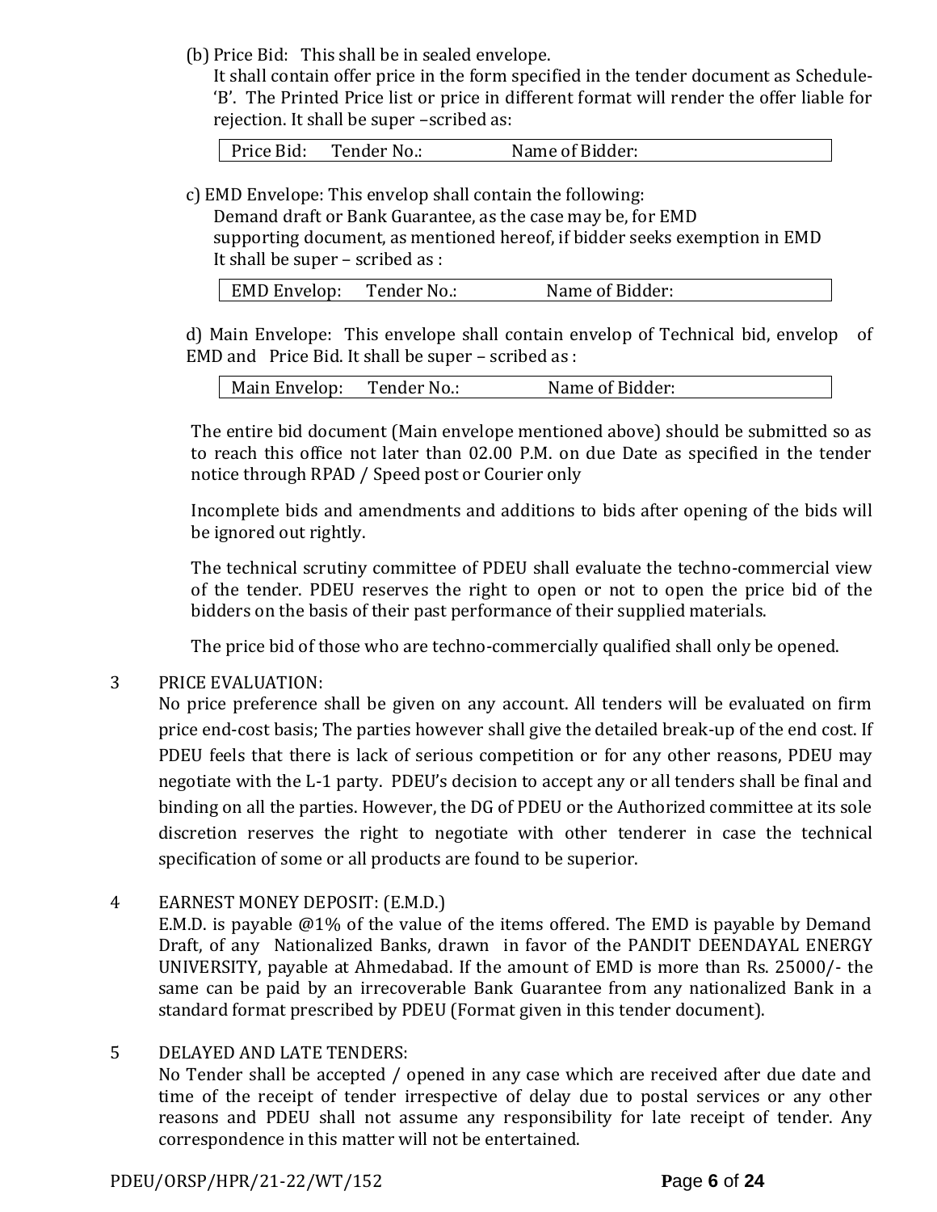(b) Price Bid: This shall be in sealed envelope.

It shall contain offer price in the form specified in the tender document as Schedule-'B'. The Printed Price list or price in different format will render the offer liable for rejection. It shall be super –scribed as:

| Price Bid: Tender No.: Name of Bidder: |
|---|

c) EMD Envelope: This envelop shall contain the following:

Demand draft or Bank Guarantee, as the case may be, for EMD

supporting document, as mentioned hereof, if bidder seeks exemption in EMD

It shall be super – scribed as :

| EMD Envelop: Tender No.: Name of Bidder: |
|---|

d) Main Envelope: This envelope shall contain envelop of Technical bid, envelop of EMD and Price Bid. It shall be super – scribed as :

| Main Envelop: Tender No.: Name of Bidder: |
|---|

The entire bid document (Main envelope mentioned above) should be submitted so as to reach this office not later than 02.00 P.M. on due Date as specified in the tender notice through RPAD / Speed post or Courier only

Incomplete bids and amendments and additions to bids after opening of the bids will be ignored out rightly.

The technical scrutiny committee of PDEU shall evaluate the techno-commercial view of the tender. PDEU reserves the right to open or not to open the price bid of the bidders on the basis of their past performance of their supplied materials.

The price bid of those who are techno-commercially qualified shall only be opened.

3 PRICE EVALUATION:

No price preference shall be given on any account. All tenders will be evaluated on firm price end-cost basis; The parties however shall give the detailed break-up of the end cost. If PDEU feels that there is lack of serious competition or for any other reasons, PDEU may negotiate with the L-1 party. PDEU's decision to accept any or all tenders shall be final and binding on all the parties. However, the DG of PDEU or the Authorized committee at its sole discretion reserves the right to negotiate with other tenderer in case the technical specification of some or all products are found to be superior.

4 EARNEST MONEY DEPOSIT: (E.M.D.)

E.M.D. is payable @1% of the value of the items offered. The EMD is payable by Demand Draft, of any Nationalized Banks, drawn in favor of the PANDIT DEENDAYAL ENERGY UNIVERSITY, payable at Ahmedabad. If the amount of EMD is more than Rs. 25000/- the same can be paid by an irrecoverable Bank Guarantee from any nationalized Bank in a standard format prescribed by PDEU (Format given in this tender document).

5 DELAYED AND LATE TENDERS:

No Tender shall be accepted / opened in any case which are received after due date and time of the receipt of tender irrespective of delay due to postal services or any other reasons and PDEU shall not assume any responsibility for late receipt of tender. Any correspondence in this matter will not be entertained.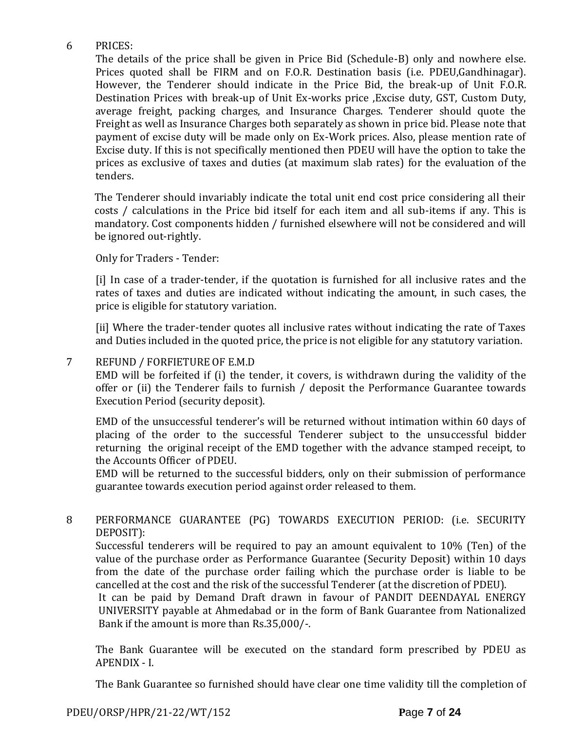6 PRICES:

The details of the price shall be given in Price Bid (Schedule-B) only and nowhere else. Prices quoted shall be FIRM and on F.O.R. Destination basis (i.e. PDEU,Gandhinagar). However, the Tenderer should indicate in the Price Bid, the break-up of Unit F.O.R. Destination Prices with break-up of Unit Ex-works price ,Excise duty, GST, Custom Duty, average freight, packing charges, and Insurance Charges. Tenderer should quote the Freight as well as Insurance Charges both separately as shown in price bid. Please note that payment of excise duty will be made only on Ex-Work prices. Also, please mention rate of Excise duty. If this is not specifically mentioned then PDEU will have the option to take the prices as exclusive of taxes and duties (at maximum slab rates) for the evaluation of the tenders.

The Tenderer should invariably indicate the total unit end cost price considering all their costs / calculations in the Price bid itself for each item and all sub-items if any. This is mandatory. Cost components hidden / furnished elsewhere will not be considered and will be ignored out-rightly.

Only for Traders - Tender:

[i] In case of a trader-tender, if the quotation is furnished for all inclusive rates and the rates of taxes and duties are indicated without indicating the amount, in such cases, the price is eligible for statutory variation.

[ii] Where the trader-tender quotes all inclusive rates without indicating the rate of Taxes and Duties included in the quoted price, the price is not eligible for any statutory variation.

7 REFUND / FORFIETURE OF E.M.D

EMD will be forfeited if (i) the tender, it covers, is withdrawn during the validity of the offer or (ii) the Tenderer fails to furnish / deposit the Performance Guarantee towards Execution Period (security deposit).

EMD of the unsuccessful tenderer's will be returned without intimation within 60 days of placing of the order to the successful Tenderer subject to the unsuccessful bidder returning the original receipt of the EMD together with the advance stamped receipt, to the Accounts Officer of PDEU.

EMD will be returned to the successful bidders, only on their submission of performance guarantee towards execution period against order released to them.

8 PERFORMANCE GUARANTEE (PG) TOWARDS EXECUTION PERIOD: (i.e. SECURITY DEPOSIT):

Successful tenderers will be required to pay an amount equivalent to 10% (Ten) of the value of the purchase order as Performance Guarantee (Security Deposit) within 10 days from the date of the purchase order failing which the purchase order is liable to be cancelled at the cost and the risk of the successful Tenderer (at the discretion of PDEU).

It can be paid by Demand Draft drawn in favour of PANDIT DEENDAYAL ENERGY UNIVERSITY payable at Ahmedabad or in the form of Bank Guarantee from Nationalized Bank if the amount is more than Rs.35,000/-.

The Bank Guarantee will be executed on the standard form prescribed by PDEU as APENDIX - I.

The Bank Guarantee so furnished should have clear one time validity till the completion of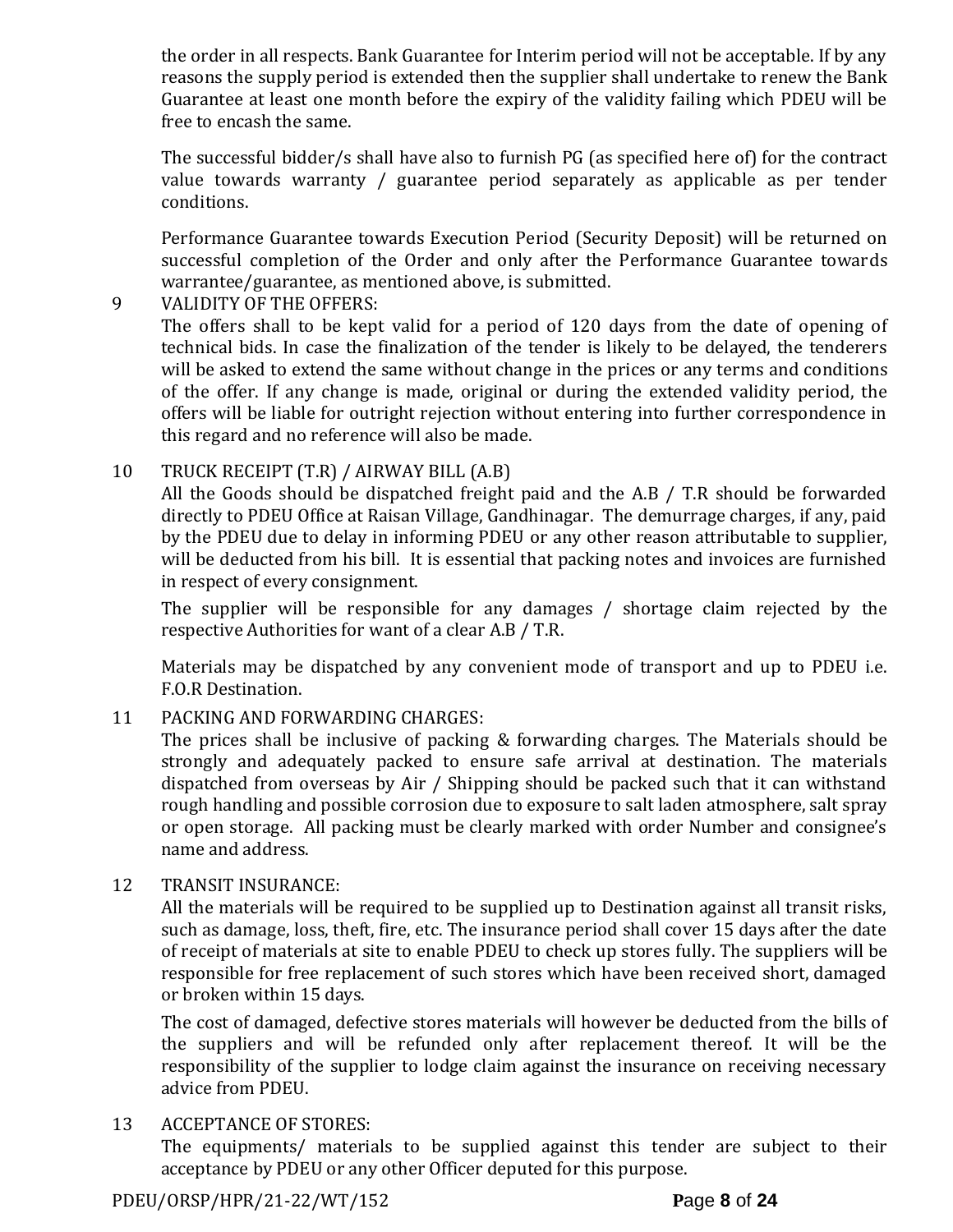the order in all respects. Bank Guarantee for Interim period will not be acceptable. If by any reasons the supply period is extended then the supplier shall undertake to renew the Bank Guarantee at least one month before the expiry of the validity failing which PDEU will be free to encash the same.

The successful bidder/s shall have also to furnish PG (as specified here of) for the contract value towards warranty / guarantee period separately as applicable as per tender conditions.

Performance Guarantee towards Execution Period (Security Deposit) will be returned on successful completion of the Order and only after the Performance Guarantee towards warrantee/guarantee, as mentioned above, is submitted.

9 VALIDITY OF THE OFFERS:

The offers shall to be kept valid for a period of 120 days from the date of opening of technical bids. In case the finalization of the tender is likely to be delayed, the tenderers will be asked to extend the same without change in the prices or any terms and conditions of the offer. If any change is made, original or during the extended validity period, the offers will be liable for outright rejection without entering into further correspondence in this regard and no reference will also be made.

10 TRUCK RECEIPT (T.R) / AIRWAY BILL (A.B)

All the Goods should be dispatched freight paid and the A.B / T.R should be forwarded directly to PDEU Office at Raisan Village, Gandhinagar. The demurrage charges, if any, paid by the PDEU due to delay in informing PDEU or any other reason attributable to supplier, will be deducted from his bill. It is essential that packing notes and invoices are furnished in respect of every consignment.

The supplier will be responsible for any damages / shortage claim rejected by the respective Authorities for want of a clear A.B / T.R.

Materials may be dispatched by any convenient mode of transport and up to PDEU i.e. F.O.R Destination.

11 PACKING AND FORWARDING CHARGES:

The prices shall be inclusive of packing & forwarding charges. The Materials should be strongly and adequately packed to ensure safe arrival at destination. The materials dispatched from overseas by Air / Shipping should be packed such that it can withstand rough handling and possible corrosion due to exposure to salt laden atmosphere, salt spray or open storage. All packing must be clearly marked with order Number and consignee's name and address.

12 TRANSIT INSURANCE:

All the materials will be required to be supplied up to Destination against all transit risks, such as damage, loss, theft, fire, etc. The insurance period shall cover 15 days after the date of receipt of materials at site to enable PDEU to check up stores fully. The suppliers will be responsible for free replacement of such stores which have been received short, damaged or broken within 15 days.

The cost of damaged, defective stores materials will however be deducted from the bills of the suppliers and will be refunded only after replacement thereof. It will be the responsibility of the supplier to lodge claim against the insurance on receiving necessary advice from PDEU.

13 ACCEPTANCE OF STORES:

The equipments/ materials to be supplied against this tender are subject to their acceptance by PDEU or any other Officer deputed for this purpose.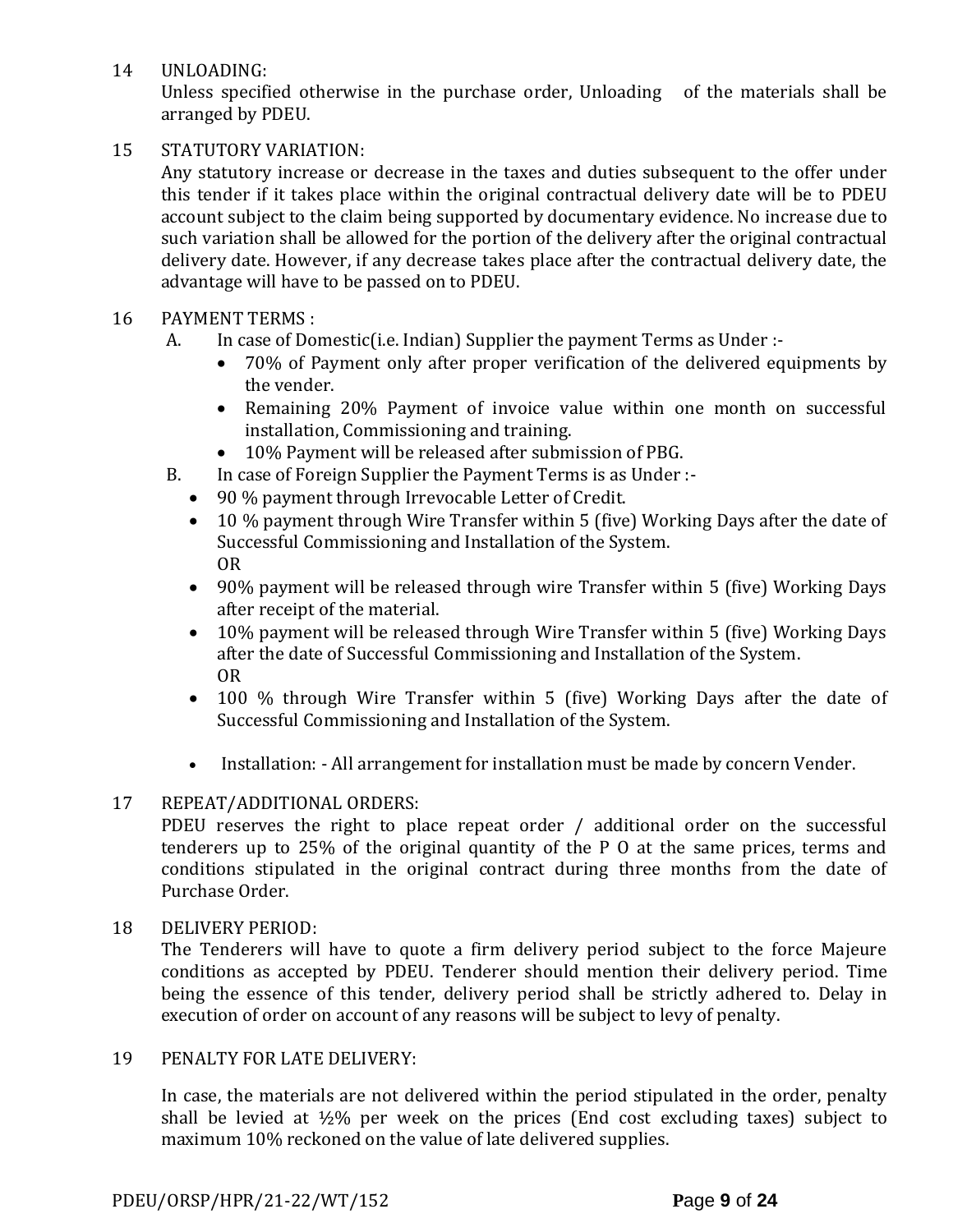14 UNLOADING:

Unless specified otherwise in the purchase order, Unloading of the materials shall be arranged by PDEU.

15 STATUTORY VARIATION:

Any statutory increase or decrease in the taxes and duties subsequent to the offer under this tender if it takes place within the original contractual delivery date will be to PDEU account subject to the claim being supported by documentary evidence. No increase due to such variation shall be allowed for the portion of the delivery after the original contractual delivery date. However, if any decrease takes place after the contractual delivery date, the advantage will have to be passed on to PDEU.

16 PAYMENT TERMS :

A. In case of Domestic(i.e. Indian) Supplier the payment Terms as Under :-

- 70% of Payment only after proper verification of the delivered equipments by the vender.
- Remaining 20% Payment of invoice value within one month on successful installation, Commissioning and training.
- 10% Payment will be released after submission of PBG.

B. In case of Foreign Supplier the Payment Terms is as Under :-

- 90 % payment through Irrevocable Letter of Credit.
- 10 % payment through Wire Transfer within 5 (five) Working Days after the date of Successful Commissioning and Installation of the System.
  OR
- 90% payment will be released through wire Transfer within 5 (five) Working Days after receipt of the material.
- 10% payment will be released through Wire Transfer within 5 (five) Working Days after the date of Successful Commissioning and Installation of the System.
  OR
- 100 % through Wire Transfer within 5 (five) Working Days after the date of Successful Commissioning and Installation of the System.

- Installation: - All arrangement for installation must be made by concern Vender.

17 REPEAT/ADDITIONAL ORDERS:

PDEU reserves the right to place repeat order / additional order on the successful tenderers up to 25% of the original quantity of the P O at the same prices, terms and conditions stipulated in the original contract during three months from the date of Purchase Order.

18 DELIVERY PERIOD:

The Tenderers will have to quote a firm delivery period subject to the force Majeure conditions as accepted by PDEU. Tenderer should mention their delivery period. Time being the essence of this tender, delivery period shall be strictly adhered to. Delay in execution of order on account of any reasons will be subject to levy of penalty.

19 PENALTY FOR LATE DELIVERY:

In case, the materials are not delivered within the period stipulated in the order, penalty shall be levied at ½% per week on the prices (End cost excluding taxes) subject to maximum 10% reckoned on the value of late delivered supplies.

PDEU/ORSP/HPR/21-22/WT/152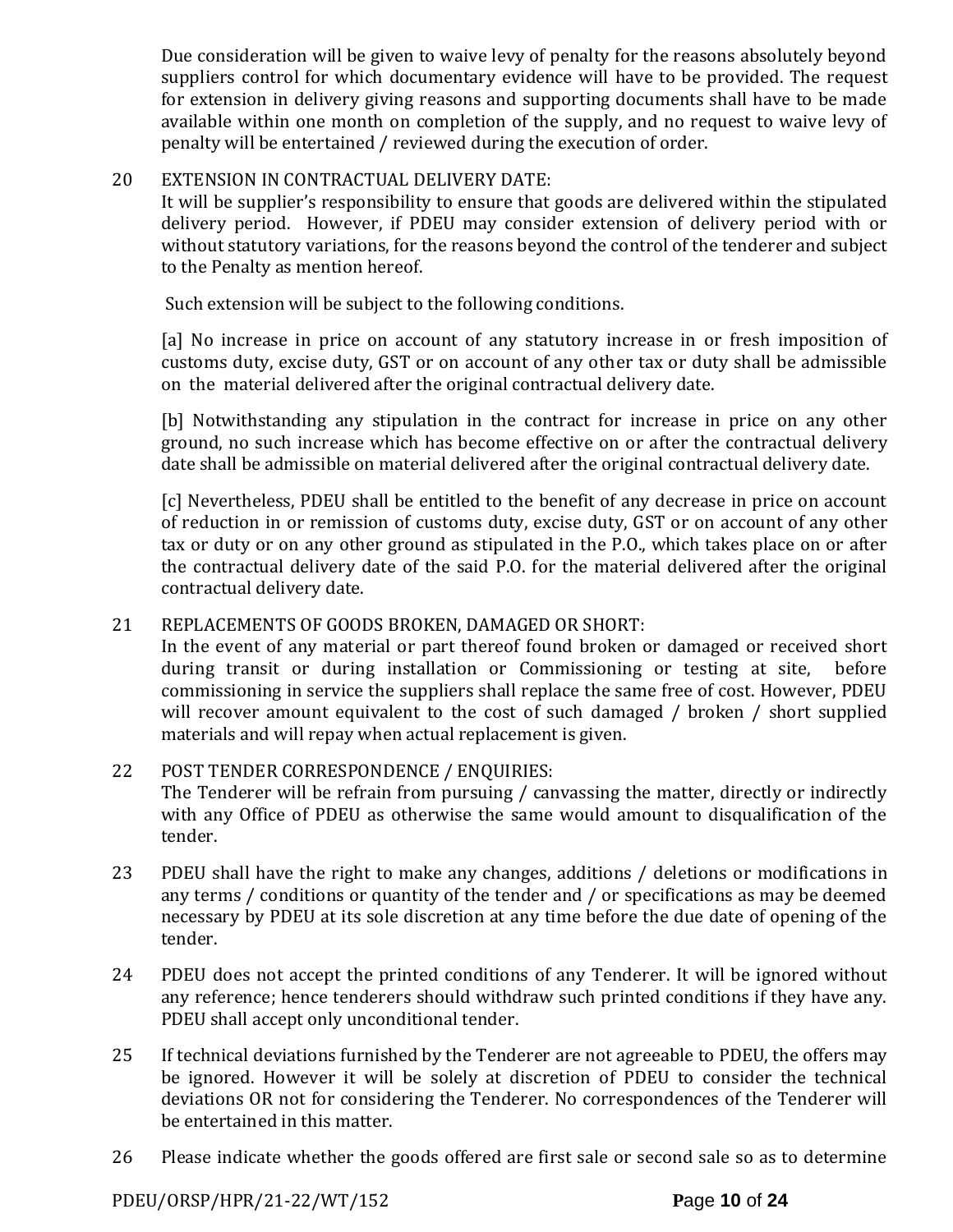Due consideration will be given to waive levy of penalty for the reasons absolutely beyond suppliers control for which documentary evidence will have to be provided. The request for extension in delivery giving reasons and supporting documents shall have to be made available within one month on completion of the supply, and no request to waive levy of penalty will be entertained / reviewed during the execution of order.

20 EXTENSION IN CONTRACTUAL DELIVERY DATE:
It will be supplier's responsibility to ensure that goods are delivered within the stipulated delivery period. However, if PDEU may consider extension of delivery period with or without statutory variations, for the reasons beyond the control of the tenderer and subject to the Penalty as mention hereof.

Such extension will be subject to the following conditions.

[a] No increase in price on account of any statutory increase in or fresh imposition of customs duty, excise duty, GST or on account of any other tax or duty shall be admissible on the material delivered after the original contractual delivery date.

[b] Notwithstanding any stipulation in the contract for increase in price on any other ground, no such increase which has become effective on or after the contractual delivery date shall be admissible on material delivered after the original contractual delivery date.

[c] Nevertheless, PDEU shall be entitled to the benefit of any decrease in price on account of reduction in or remission of customs duty, excise duty, GST or on account of any other tax or duty or on any other ground as stipulated in the P.O., which takes place on or after the contractual delivery date of the said P.O. for the material delivered after the original contractual delivery date.

21 REPLACEMENTS OF GOODS BROKEN, DAMAGED OR SHORT:
In the event of any material or part thereof found broken or damaged or received short during transit or during installation or Commissioning or testing at site, before commissioning in service the suppliers shall replace the same free of cost. However, PDEU will recover amount equivalent to the cost of such damaged / broken / short supplied materials and will repay when actual replacement is given.

22 POST TENDER CORRESPONDENCE / ENQUIRIES:
The Tenderer will be refrain from pursuing / canvassing the matter, directly or indirectly with any Office of PDEU as otherwise the same would amount to disqualification of the tender.

23 PDEU shall have the right to make any changes, additions / deletions or modifications in any terms / conditions or quantity of the tender and / or specifications as may be deemed necessary by PDEU at its sole discretion at any time before the due date of opening of the tender.

24 PDEU does not accept the printed conditions of any Tenderer. It will be ignored without any reference; hence tenderers should withdraw such printed conditions if they have any. PDEU shall accept only unconditional tender.

25 If technical deviations furnished by the Tenderer are not agreeable to PDEU, the offers may be ignored. However it will be solely at discretion of PDEU to consider the technical deviations OR not for considering the Tenderer. No correspondences of the Tenderer will be entertained in this matter.

26 Please indicate whether the goods offered are first sale or second sale so as to determine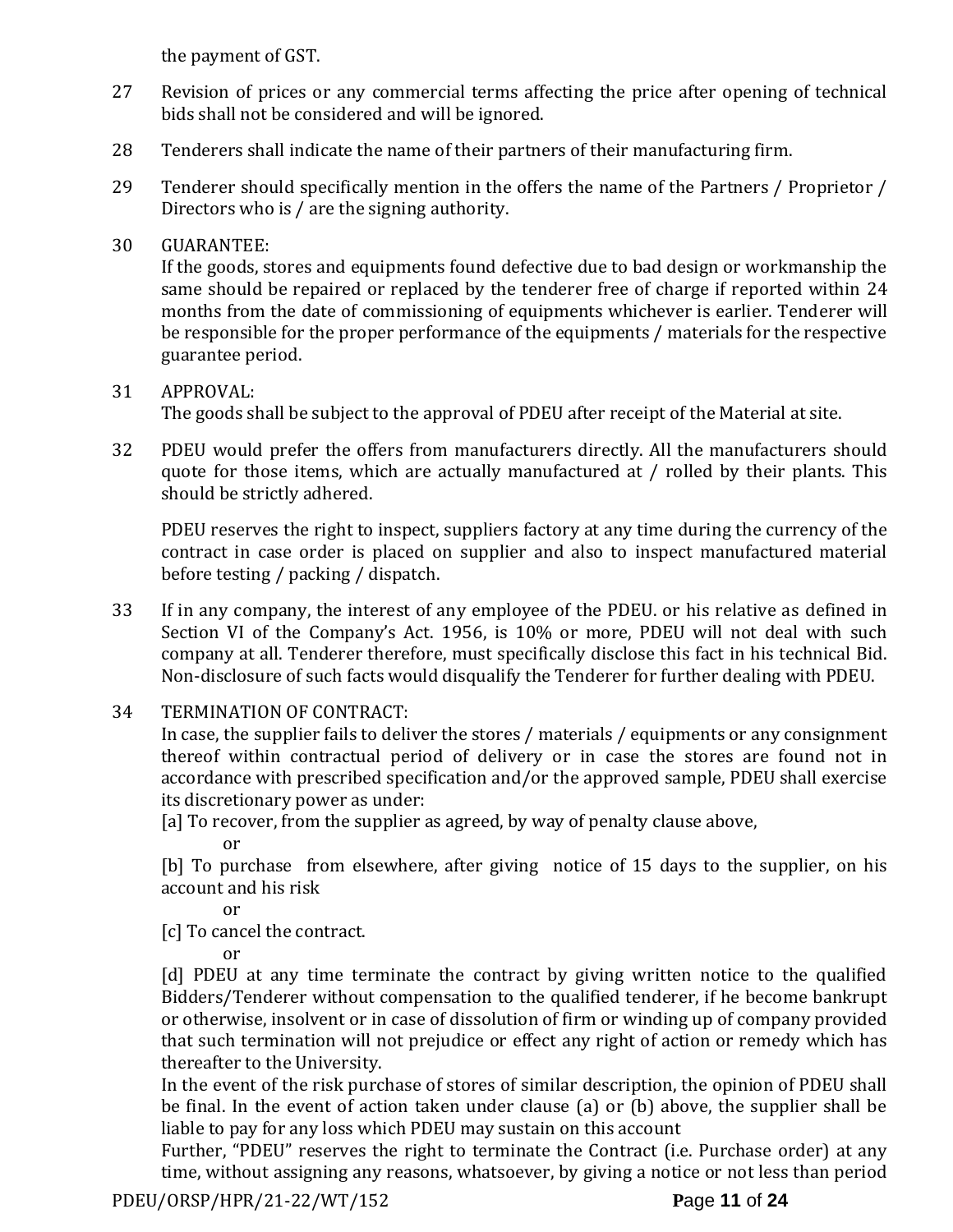the payment of GST.

27 Revision of prices or any commercial terms affecting the price after opening of technical bids shall not be considered and will be ignored.

28 Tenderers shall indicate the name of their partners of their manufacturing firm.

29 Tenderer should specifically mention in the offers the name of the Partners / Proprietor / Directors who is / are the signing authority.

30 GUARANTEE:
If the goods, stores and equipments found defective due to bad design or workmanship the same should be repaired or replaced by the tenderer free of charge if reported within 24 months from the date of commissioning of equipments whichever is earlier. Tenderer will be responsible for the proper performance of the equipments / materials for the respective guarantee period.

31 APPROVAL:
The goods shall be subject to the approval of PDEU after receipt of the Material at site.

32 PDEU would prefer the offers from manufacturers directly. All the manufacturers should quote for those items, which are actually manufactured at / rolled by their plants. This should be strictly adhered.

PDEU reserves the right to inspect, suppliers factory at any time during the currency of the contract in case order is placed on supplier and also to inspect manufactured material before testing / packing / dispatch.

33 If in any company, the interest of any employee of the PDEU. or his relative as defined in Section VI of the Company's Act. 1956, is 10% or more, PDEU will not deal with such company at all. Tenderer therefore, must specifically disclose this fact in his technical Bid. Non-disclosure of such facts would disqualify the Tenderer for further dealing with PDEU.

34 TERMINATION OF CONTRACT:
In case, the supplier fails to deliver the stores / materials / equipments or any consignment thereof within contractual period of delivery or in case the stores are found not in accordance with prescribed specification and/or the approved sample, PDEU shall exercise its discretionary power as under:

[a] To recover, from the supplier as agreed, by way of penalty clause above,

or

[b] To purchase from elsewhere, after giving notice of 15 days to the supplier, on his account and his risk

or

[c] To cancel the contract.

or

[d] PDEU at any time terminate the contract by giving written notice to the qualified Bidders/Tenderer without compensation to the qualified tenderer, if he become bankrupt or otherwise, insolvent or in case of dissolution of firm or winding up of company provided that such termination will not prejudice or effect any right of action or remedy which has thereafter to the University.

In the event of the risk purchase of stores of similar description, the opinion of PDEU shall be final. In the event of action taken under clause (a) or (b) above, the supplier shall be liable to pay for any loss which PDEU may sustain on this account

Further, "PDEU" reserves the right to terminate the Contract (i.e. Purchase order) at any time, without assigning any reasons, whatsoever, by giving a notice or not less than period

PDEU/ORSP/HPR/21-22/WT/152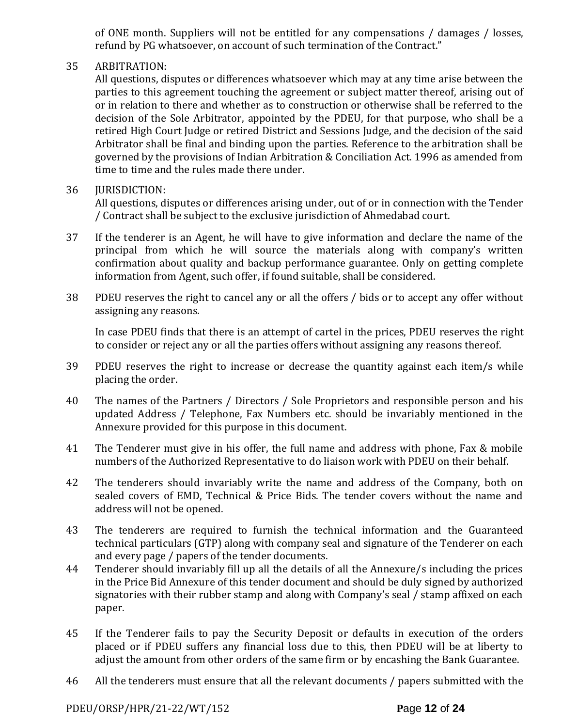of ONE month. Suppliers will not be entitled for any compensations / damages / losses, refund by PG whatsoever, on account of such termination of the Contract."

35 ARBITRATION:
All questions, disputes or differences whatsoever which may at any time arise between the parties to this agreement touching the agreement or subject matter thereof, arising out of or in relation to there and whether as to construction or otherwise shall be referred to the decision of the Sole Arbitrator, appointed by the PDEU, for that purpose, who shall be a retired High Court Judge or retired District and Sessions Judge, and the decision of the said Arbitrator shall be final and binding upon the parties. Reference to the arbitration shall be governed by the provisions of Indian Arbitration & Conciliation Act. 1996 as amended from time to time and the rules made there under.

36 JURISDICTION:
All questions, disputes or differences arising under, out of or in connection with the Tender / Contract shall be subject to the exclusive jurisdiction of Ahmedabad court.

37 If the tenderer is an Agent, he will have to give information and declare the name of the principal from which he will source the materials along with company's written confirmation about quality and backup performance guarantee. Only on getting complete information from Agent, such offer, if found suitable, shall be considered.

38 PDEU reserves the right to cancel any or all the offers / bids or to accept any offer without assigning any reasons.

In case PDEU finds that there is an attempt of cartel in the prices, PDEU reserves the right to consider or reject any or all the parties offers without assigning any reasons thereof.

39 PDEU reserves the right to increase or decrease the quantity against each item/s while placing the order.

40 The names of the Partners / Directors / Sole Proprietors and responsible person and his updated Address / Telephone, Fax Numbers etc. should be invariably mentioned in the Annexure provided for this purpose in this document.

41 The Tenderer must give in his offer, the full name and address with phone, Fax & mobile numbers of the Authorized Representative to do liaison work with PDEU on their behalf.

42 The tenderers should invariably write the name and address of the Company, both on sealed covers of EMD, Technical & Price Bids. The tender covers without the name and address will not be opened.

43 The tenderers are required to furnish the technical information and the Guaranteed technical particulars (GTP) along with company seal and signature of the Tenderer on each and every page / papers of the tender documents.

44 Tenderer should invariably fill up all the details of all the Annexure/s including the prices in the Price Bid Annexure of this tender document and should be duly signed by authorized signatories with their rubber stamp and along with Company's seal / stamp affixed on each paper.

45 If the Tenderer fails to pay the Security Deposit or defaults in execution of the orders placed or if PDEU suffers any financial loss due to this, then PDEU will be at liberty to adjust the amount from other orders of the same firm or by encashing the Bank Guarantee.

46 All the tenderers must ensure that all the relevant documents / papers submitted with the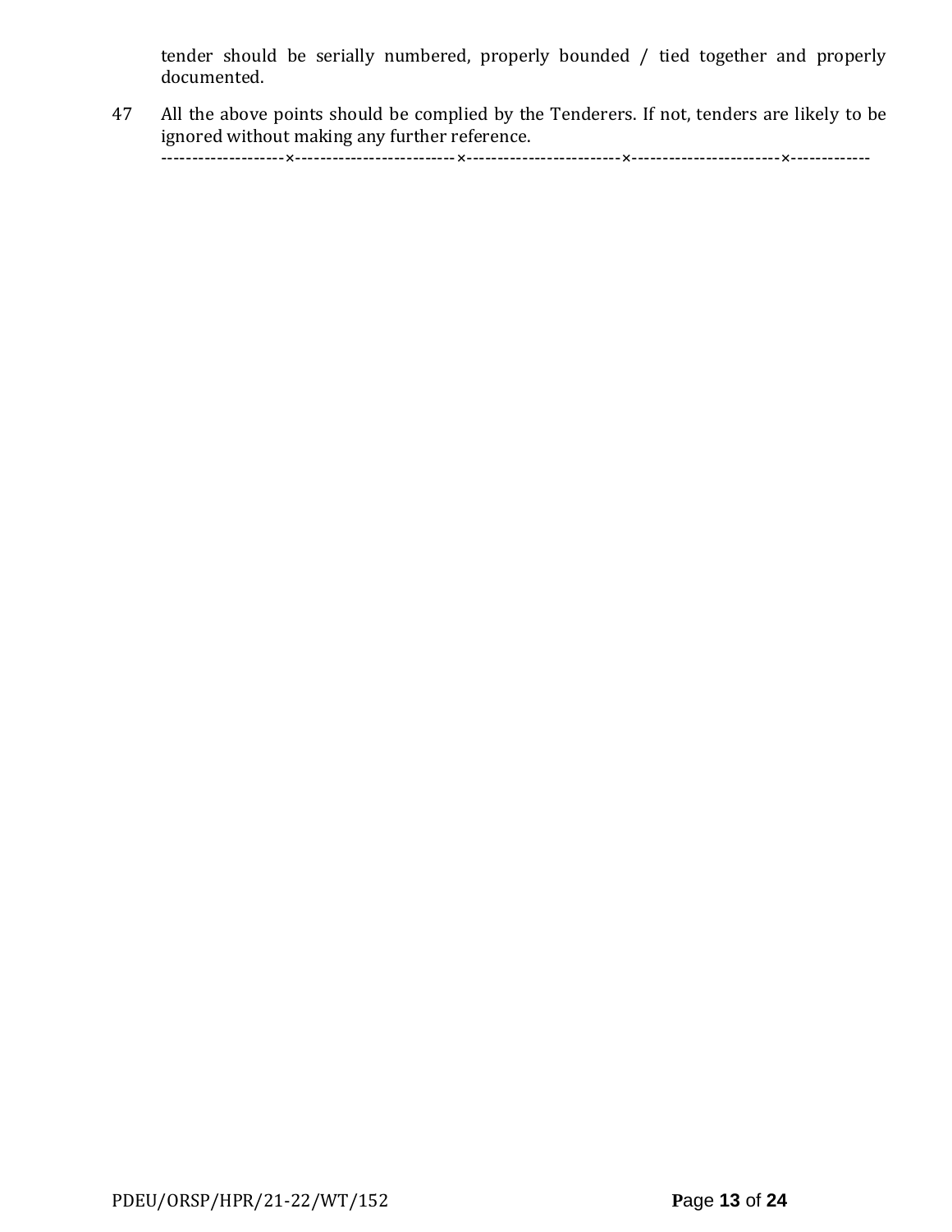tender should be serially numbered, properly bounded / tied together and properly documented.

47 All the above points should be complied by the Tenderers. If not, tenders are likely to be ignored without making any further reference.

--------------------×--------------------------×-------------------------×------------------------×-------------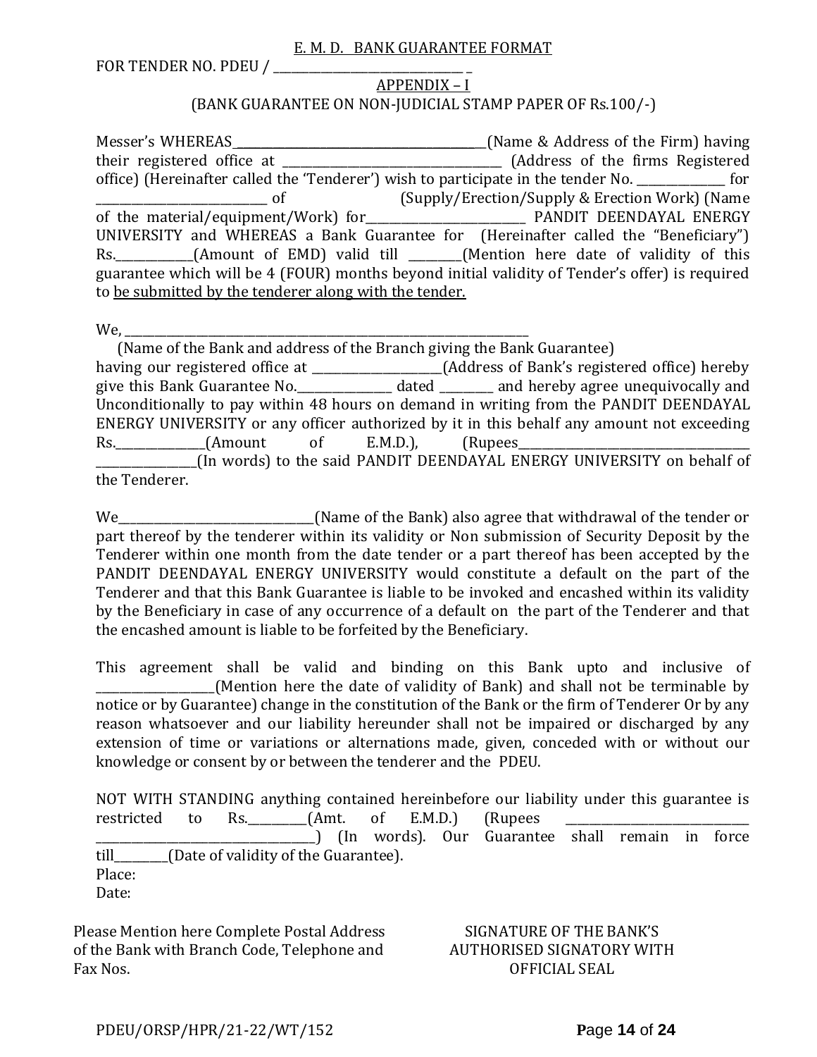E. M. D. BANK GUARANTEE FORMAT

FOR TENDER NO. PDEU / ________________________________ _

APPENDIX – I

(BANK GUARANTEE ON NON-JUDICIAL STAMP PAPER OF Rs.100/-)

Messer's WHEREAS_____________________________________(Name & Address of the Firm) having their registered office at __________________________________ (Address of the firms Registered office) (Hereinafter called the 'Tenderer') wish to participate in the tender No. ______________ for ___________________________ of (Supply/Erection/Supply & Erection Work) (Name of the material/equipment/Work) for__________________________ PANDIT DEENDAYAL ENERGY UNIVERSITY and WHEREAS a Bank Guarantee for (Hereinafter called the "Beneficiary") Rs.____________(Amount of EMD) valid till ________(Mention here date of validity of this guarantee which will be 4 (FOUR) months beyond initial validity of Tender's offer) is required to be submitted by the tenderer along with the tender.

We, ________________________________________________________________________

(Name of the Bank and address of the Branch giving the Bank Guarantee)

having our registered office at _____________________(Address of Bank's registered office) hereby give this Bank Guarantee No.______________ dated ________ and hereby agree unequivocally and Unconditionally to pay within 48 hours on demand in writing from the PANDIT DEENDAYAL ENERGY UNIVERSITY or any officer authorized by it in this behalf any amount not exceeding Rs.______________(Amount of E.M.D.), (Rupees_____________________________________ ________________(In words) to the said PANDIT DEENDAYAL ENERGY UNIVERSITY on behalf of the Tenderer.

We_______________________________(Name of the Bank) also agree that withdrawal of the tender or part thereof by the tenderer within its validity or Non submission of Security Deposit by the Tenderer within one month from the date tender or a part thereof has been accepted by the PANDIT DEENDAYAL ENERGY UNIVERSITY would constitute a default on the part of the Tenderer and that this Bank Guarantee is liable to be invoked and encashed within its validity by the Beneficiary in case of any occurrence of a default on the part of the Tenderer and that the encashed amount is liable to be forfeited by the Beneficiary.

This agreement shall be valid and binding on this Bank upto and inclusive of __________________(Mention here the date of validity of Bank) and shall not be terminable by notice or by Guarantee) change in the constitution of the Bank or the firm of Tenderer Or by any reason whatsoever and our liability hereunder shall not be impaired or discharged by any extension of time or variations or alternations made, given, conceded with or without our knowledge or consent by or between the tenderer and the PDEU.

NOT WITH STANDING anything contained hereinbefore our liability under this guarantee is restricted to Rs.__________(Amt. of E.M.D.) (Rupees _____________________________ ____________________________________) (In words). Our Guarantee shall remain in force till_________(Date of validity of the Guarantee).

Place:

Date:

Please Mention here Complete Postal Address of the Bank with Branch Code, Telephone and Fax Nos.

SIGNATURE OF THE BANK'S AUTHORISED SIGNATORY WITH OFFICIAL SEAL

PDEU/ORSP/HPR/21-22/WT/152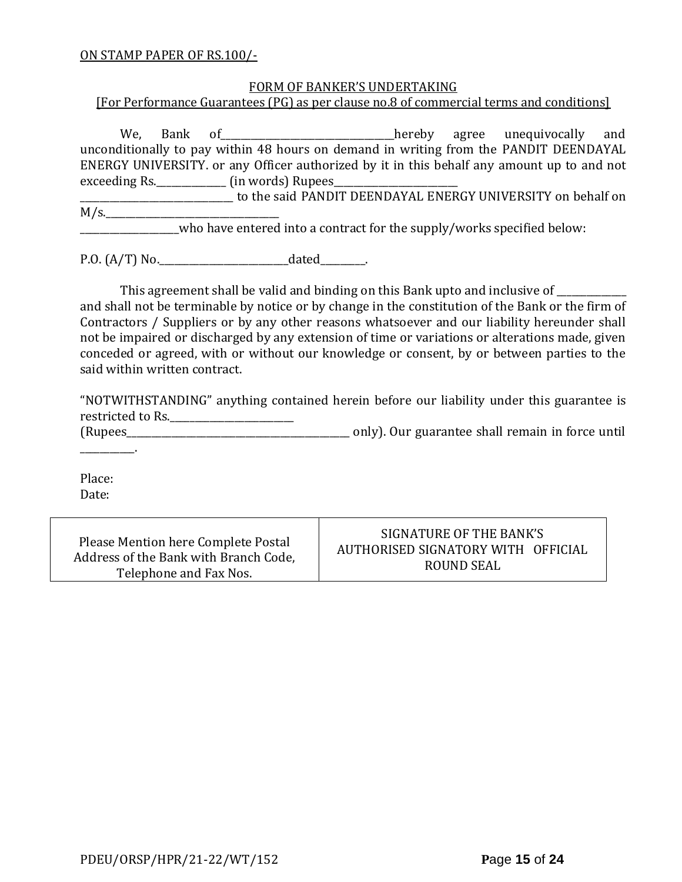ON STAMP PAPER OF RS.100/-

FORM OF BANKER'S UNDERTAKING
[For Performance Guarantees (PG) as per clause no.8 of commercial terms and conditions]

We, Bank of_________________________________hereby agree unequivocally and unconditionally to pay within 48 hours on demand in writing from the PANDIT DEENDAYAL ENERGY UNIVERSITY. or any Officer authorized by it in this behalf any amount up to and not exceeding Rs._____________ (in words) Rupees________________________ ______________________________ to the said PANDIT DEENDAYAL ENERGY UNIVERSITY on behalf on M/s.__________________________________ ___________________who have entered into a contract for the supply/works specified below:

P.O. (A/T) No.________________________dated________.

This agreement shall be valid and binding on this Bank upto and inclusive of _____________ and shall not be terminable by notice or by change in the constitution of the Bank or the firm of Contractors / Suppliers or by any other reasons whatsoever and our liability hereunder shall not be impaired or discharged by any extension of time or variations or alterations made, given conceded or agreed, with or without our knowledge or consent, by or between parties to the said within written contract.

"NOTWITHSTANDING" anything contained herein before our liability under this guarantee is restricted to Rs.________________________ (Rupees_____________________________________________ only). Our guarantee shall remain in force until __________.

Place:
Date:

| Please Mention here Complete Postal Address of the Bank with Branch Code, Telephone and Fax Nos. | SIGNATURE OF THE BANK'S AUTHORISED SIGNATORY WITH OFFICIAL ROUND SEAL |
|---|---|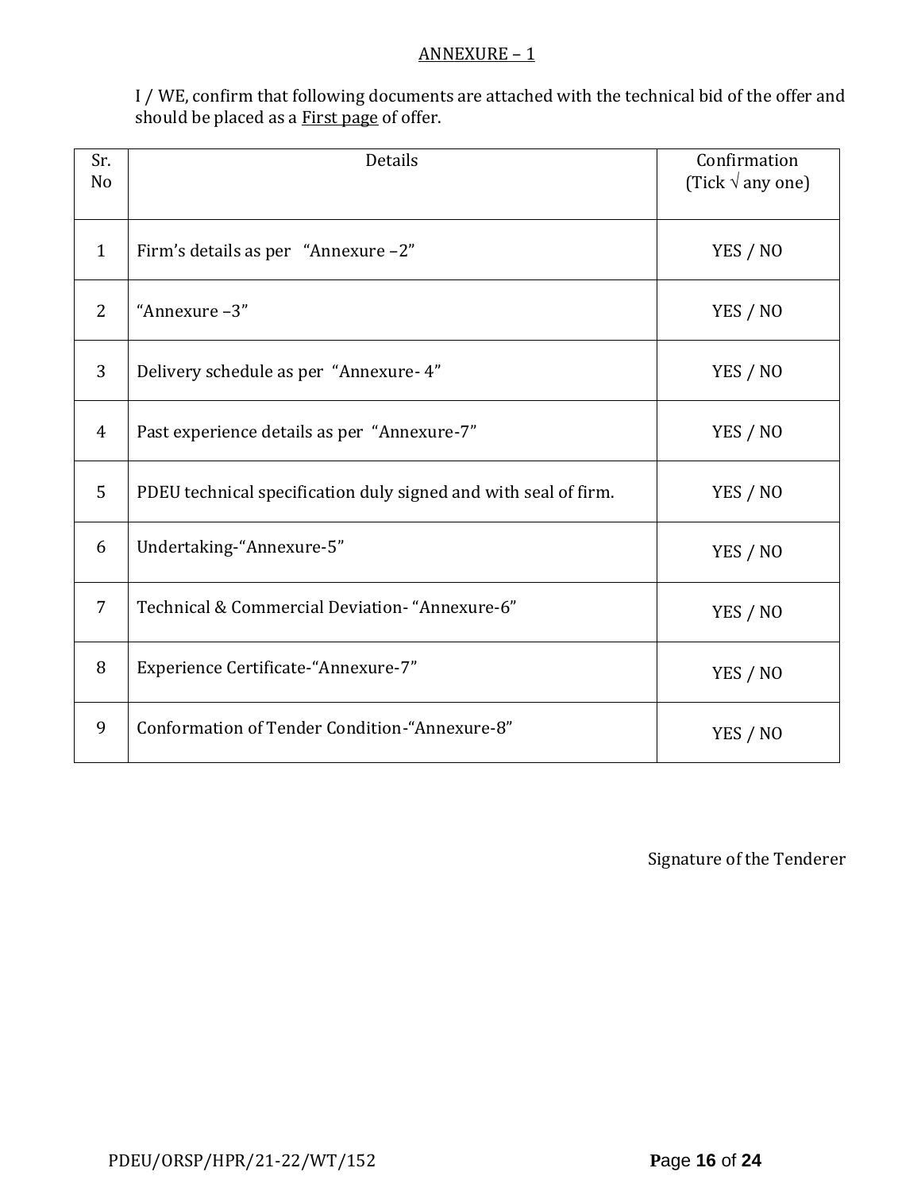## ANNEXURE – 1

I / WE, confirm that following documents are attached with the technical bid of the offer and should be placed as a First page of offer.

| Sr. No | Details | Confirmation (Tick √ any one) |
|---|---|---|
| 1 | Firm's details as per "Annexure –2" | YES / NO |
| 2 | "Annexure –3" | YES / NO |
| 3 | Delivery schedule as per "Annexure- 4" | YES / NO |
| 4 | Past experience details as per "Annexure-7" | YES / NO |
| 5 | PDEU technical specification duly signed and with seal of firm. | YES / NO |
| 6 | Undertaking-"Annexure-5" | YES / NO |
| 7 | Technical & Commercial Deviation- "Annexure-6" | YES / NO |
| 8 | Experience Certificate-"Annexure-7" | YES / NO |
| 9 | Conformation of Tender Condition-"Annexure-8" | YES / NO |

Signature of the Tenderer

PDEU/ORSP/HPR/21-22/WT/152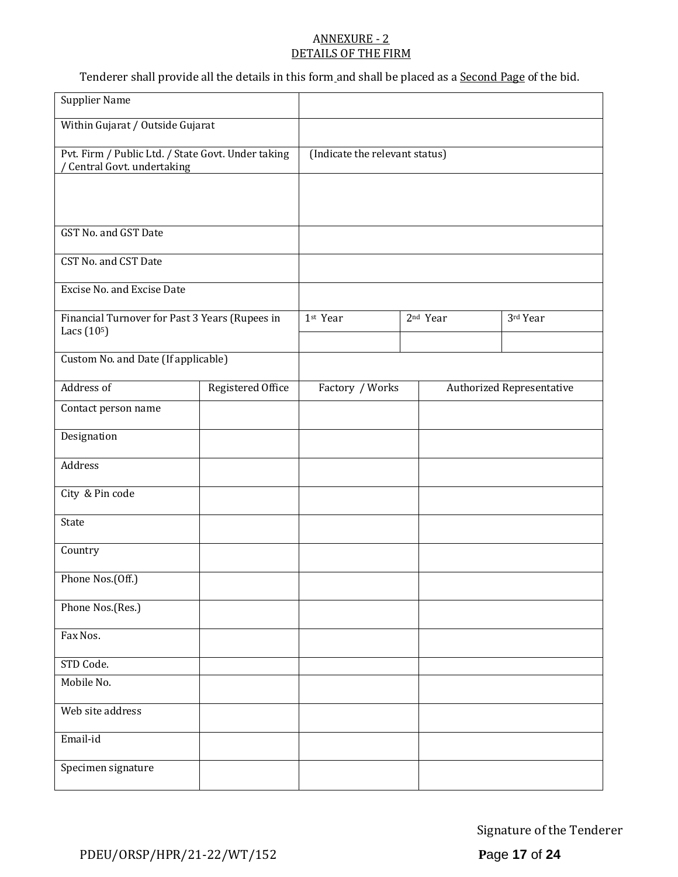# ANNEXURE - 2
## DETAILS OF THE FIRM

Tenderer shall provide all the details in this form and shall be placed as a Second Page of the bid.

| Supplier Name | | | | |
|---|---|---|---|---|
| Within Gujarat / Outside Gujarat | | | | |
| Pvt. Firm / Public Ltd. / State Govt. Under taking / Central Govt. undertaking | | (Indicate the relevant status) | | |
| | | | | |
| GST No. and GST Date | | | | |
| CST No. and CST Date | | | | |
| Excise No. and Excise Date | | | | |
| Financial Turnover for Past 3 Years (Rupees in Lacs ($10^5$) | | 1st Year | 2nd Year | 3rd Year |
| | | | | |
| Custom No. and Date (If applicable) | | | | |
| Address of | Registered Office | Factory / Works | Authorized Representative | |
| Contact person name | | | | |
| Designation | | | | |
| Address | | | | |
| City & Pin code | | | | |
| State | | | | |
| Country | | | | |
| Phone Nos.(Off.) | | | | |
| Phone Nos.(Res.) | | | | |
| Fax Nos. | | | | |
| STD Code. | | | | |
| Mobile No. | | | | |
| Web site address | | | | |
| Email-id | | | | |
| Specimen signature | | | | |

Signature of the Tenderer

PDEU/ORSP/HPR/21-22/WT/152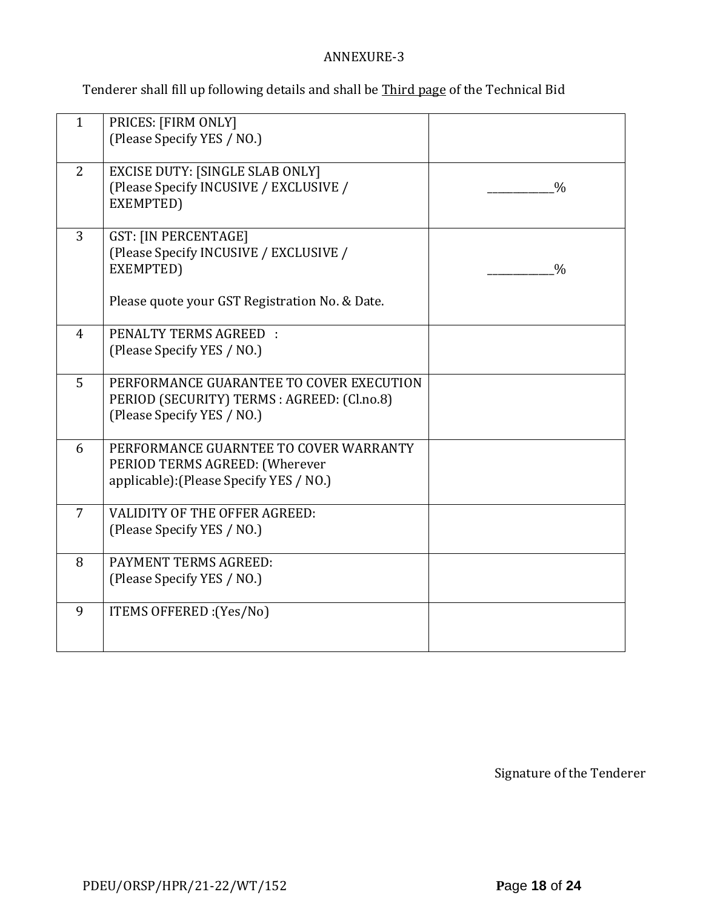ANNEXURE-3

Tenderer shall fill up following details and shall be <u>Third page</u> of the Technical Bid

| | | |
|---|---|---|
| 1 | PRICES: [FIRM ONLY]<br>(Please Specify YES / NO.) | |
| 2 | EXCISE DUTY: [SINGLE SLAB ONLY]<br>(Please Specify INCUSIVE / EXCLUSIVE / EXEMPTED) | ____________% |
| 3 | GST: [IN PERCENTAGE]<br>(Please Specify INCUSIVE / EXCLUSIVE / EXEMPTED)<br><br>Please quote your GST Registration No. & Date. | ____________% |
| 4 | PENALTY TERMS AGREED :<br>(Please Specify YES / NO.) | |
| 5 | PERFORMANCE GUARANTEE TO COVER EXECUTION PERIOD (SECURITY) TERMS : AGREED: (Cl.no.8)<br>(Please Specify YES / NO.) | |
| 6 | PERFORMANCE GUARNTEE TO COVER WARRANTY PERIOD TERMS AGREED: (Wherever applicable):(Please Specify YES / NO.) | |
| 7 | VALIDITY OF THE OFFER AGREED:<br>(Please Specify YES / NO.) | |
| 8 | PAYMENT TERMS AGREED:<br>(Please Specify YES / NO.) | |
| 9 | ITEMS OFFERED :(Yes/No) | |

Signature of the Tenderer

PDEU/ORSP/HPR/21-22/WT/152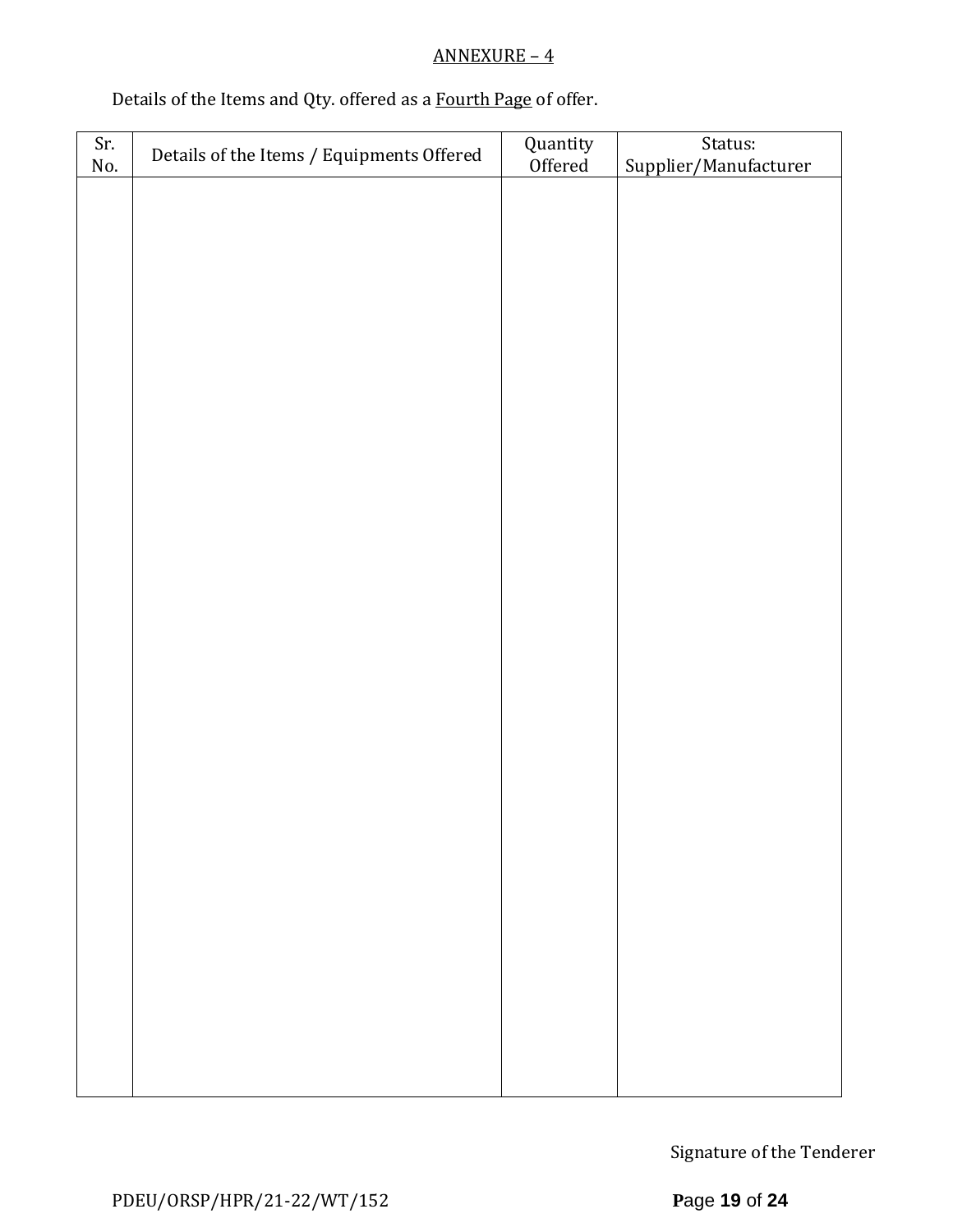ANNEXURE – 4

Details of the Items and Qty. offered as a Fourth Page of offer.

| Sr. No. | Details of the Items / Equipments Offered | Quantity Offered | Status: Supplier/Manufacturer |
|---|---|---|---|
| | | | |

Signature of the Tenderer

PDEU/ORSP/HPR/21-22/WT/152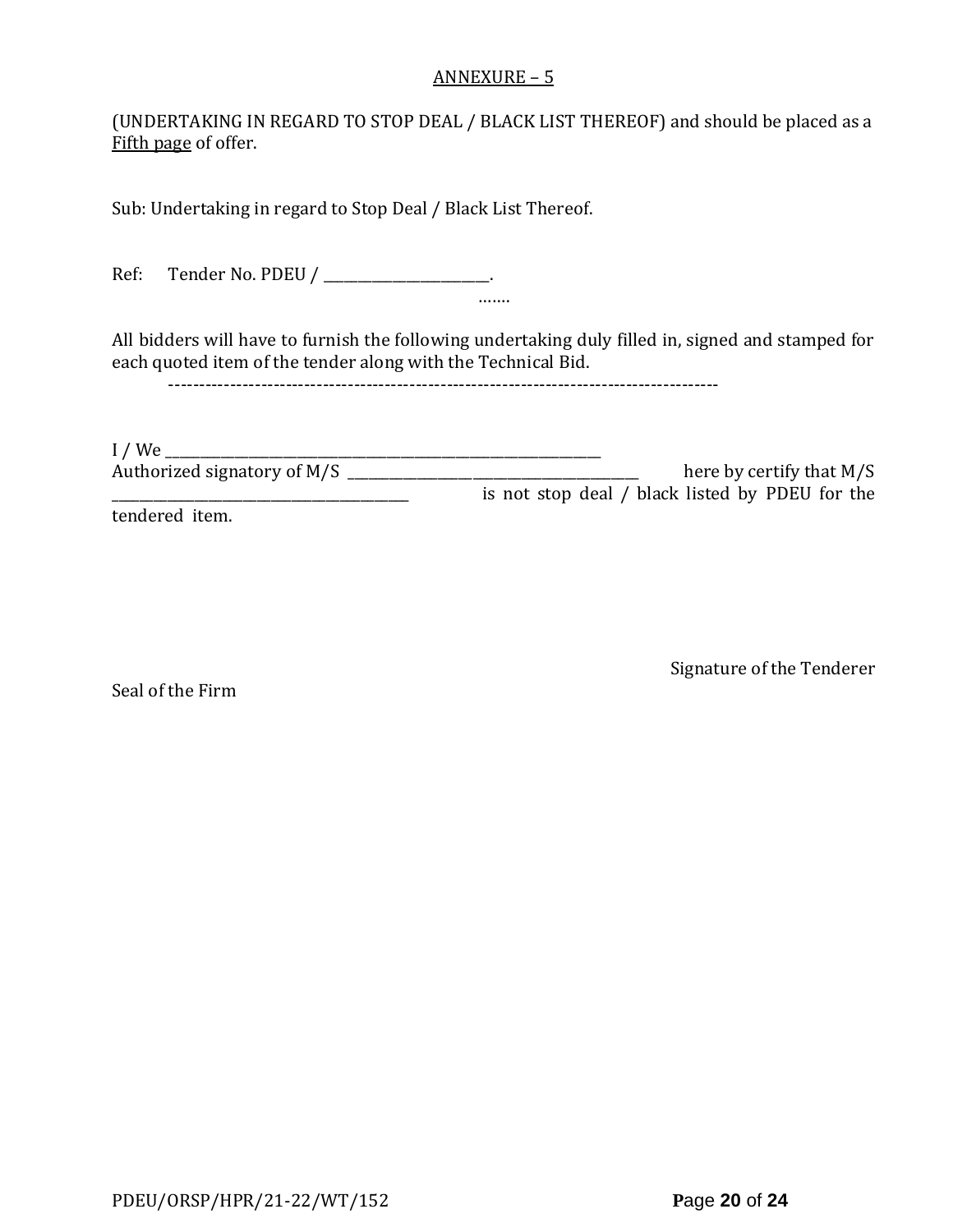ANNEXURE – 5

(UNDERTAKING IN REGARD TO STOP DEAL / BLACK LIST THEREOF) and should be placed as a Fifth page of offer.

Sub: Undertaking in regard to Stop Deal / Black List Thereof.

Ref: Tender No. PDEU / ________________________.

…….

All bidders will have to furnish the following undertaking duly filled in, signed and stamped for each quoted item of the tender along with the Technical Bid.

-------------------------------------------------------------------------------------------

I / We ___________________________________________________________________

Authorized signatory of M/S ____________________________________________ here by certify that M/S ____________________________________________ is not stop deal / black listed by PDEU for the tendered item.

Signature of the Tenderer

Seal of the Firm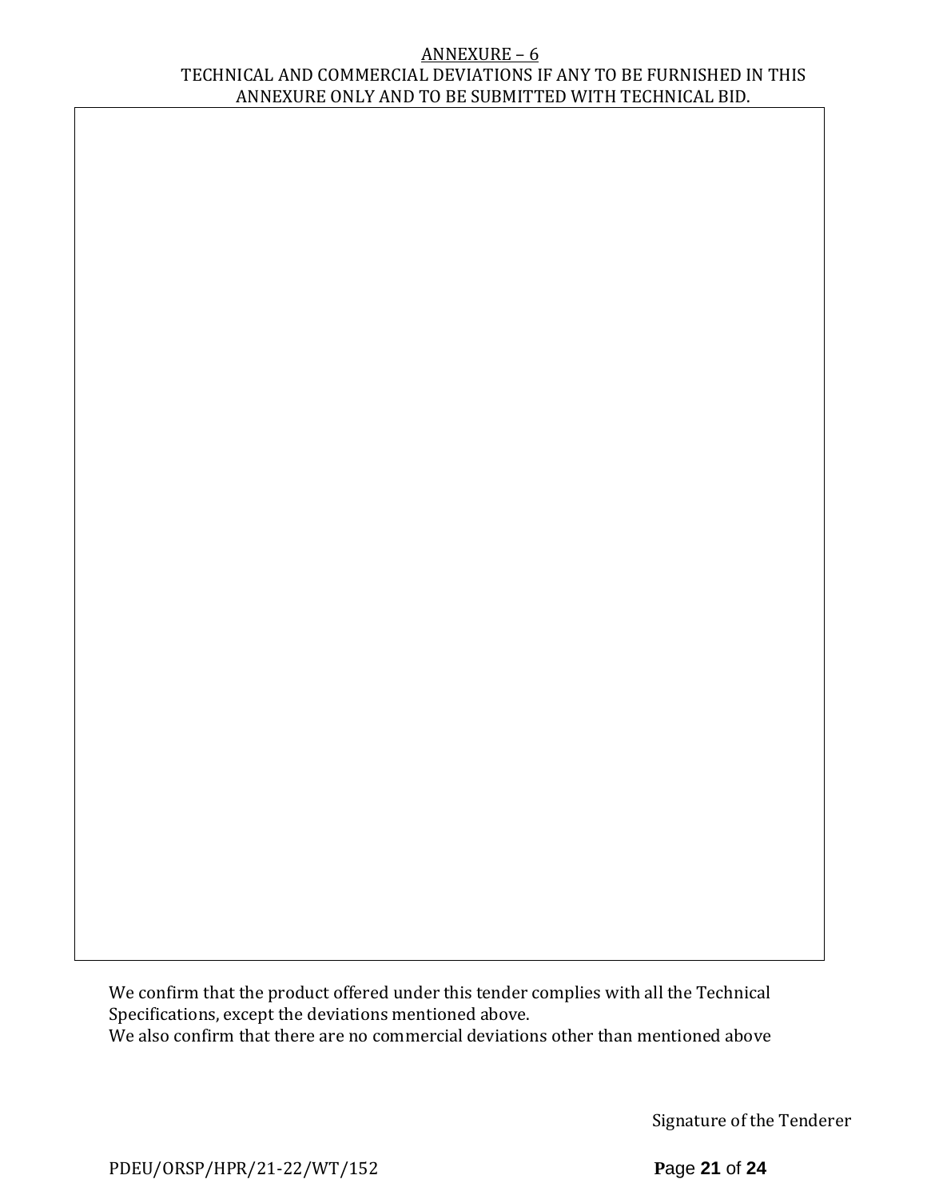## ANNEXURE – 6

TECHNICAL AND COMMERCIAL DEVIATIONS IF ANY TO BE FURNISHED IN THIS ANNEXURE ONLY AND TO BE SUBMITTED WITH TECHNICAL BID.

| |
|---|
| |

We confirm that the product offered under this tender complies with all the Technical Specifications, except the deviations mentioned above.

We also confirm that there are no commercial deviations other than mentioned above

Signature of the Tenderer

PDEU/ORSP/HPR/21-22/WT/152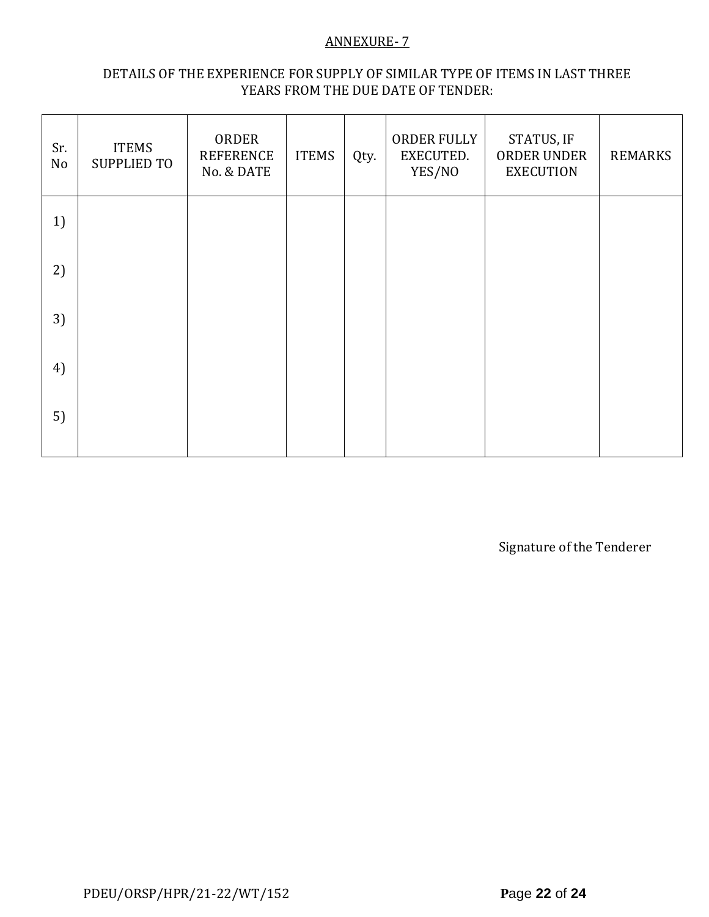ANNEXURE- 7

DETAILS OF THE EXPERIENCE FOR SUPPLY OF SIMILAR TYPE OF ITEMS IN LAST THREE YEARS FROM THE DUE DATE OF TENDER:

| Sr. No | ITEMS SUPPLIED TO | ORDER REFERENCE No. & DATE | ITEMS | Qty. | ORDER FULLY EXECUTED. YES/NO | STATUS, IF ORDER UNDER EXECUTION | REMARKS |
|---|---|---|---|---|---|---|---|
| 1) | | | | | | | |
| 2) | | | | | | | |
| 3) | | | | | | | |
| 4) | | | | | | | |
| 5) | | | | | | | |

Signature of the Tenderer

PDEU/ORSP/HPR/21-22/WT/152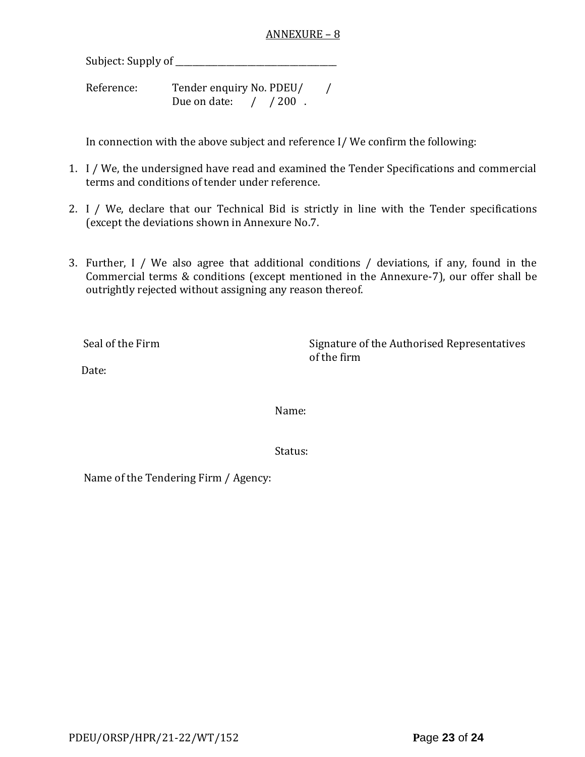## ANNEXURE – 8

Subject: Supply of ______________________________________

Reference: Tender enquiry No. PDEU/ /
Due on date: / / 200 .

In connection with the above subject and reference I/ We confirm the following:

1. I / We, the undersigned have read and examined the Tender Specifications and commercial terms and conditions of tender under reference.
2. I / We, declare that our Technical Bid is strictly in line with the Tender specifications (except the deviations shown in Annexure No.7.
3. Further, I / We also agree that additional conditions / deviations, if any, found in the Commercial terms & conditions (except mentioned in the Annexure-7), our offer shall be outrightly rejected without assigning any reason thereof.

Seal of the Firm

Signature of the Authorised Representatives of the firm

Date:

Name:

Status:

Name of the Tendering Firm / Agency: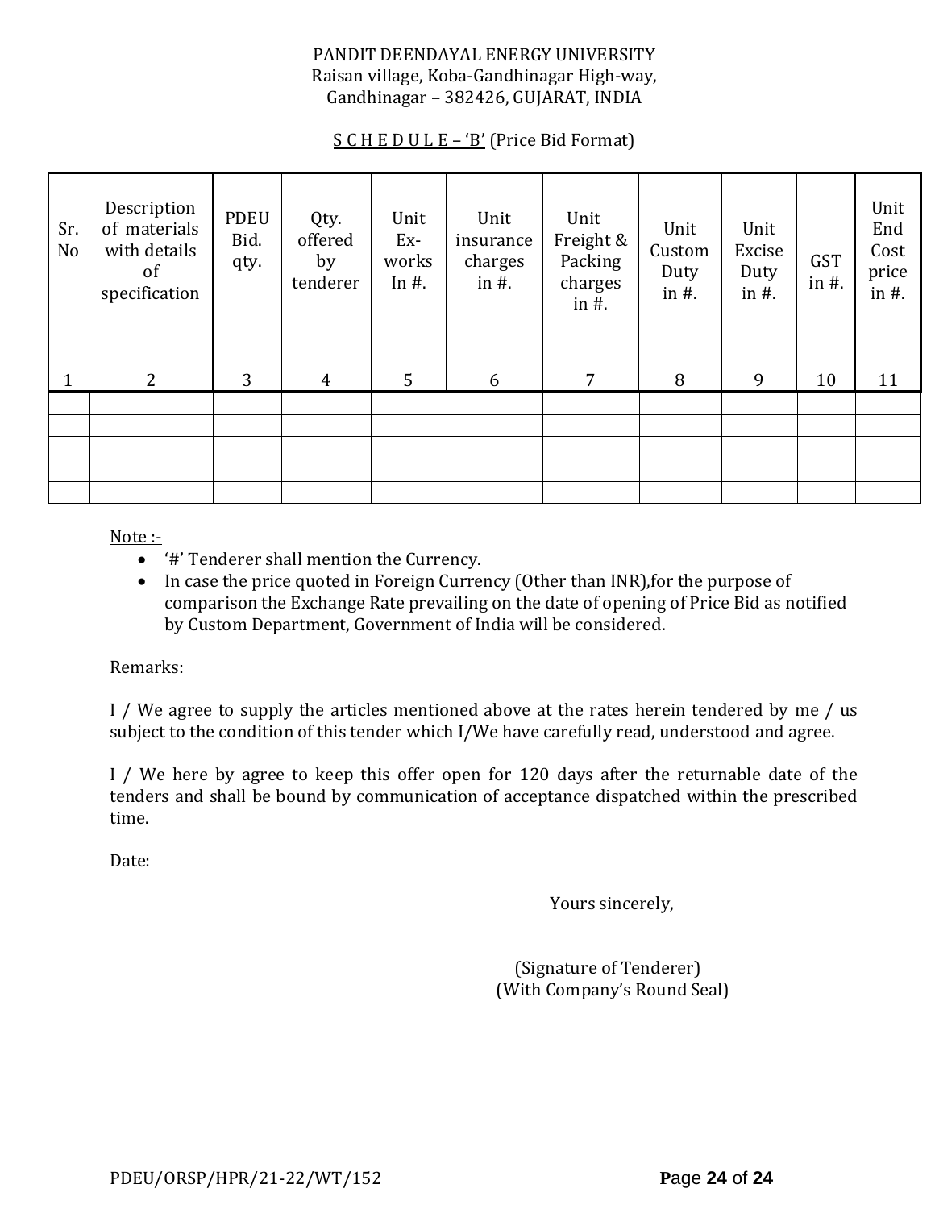PANDIT DEENDAYAL ENERGY UNIVERSITY
Raisan village, Koba-Gandhinagar High-way,
Gandhinagar – 382426, GUJARAT, INDIA

S C H E D U L E – 'B' (Price Bid Format)

| Sr. No | Description of materials with details of specification | PDEU Bid. qty. | Qty. offered by tenderer | Unit Ex-works In #. | Unit insurance charges in #. | Unit Freight & Packing charges in #. | Unit Custom Duty in #. | Unit Excise Duty in #. | GST in #. | Unit End Cost price in #. |
|---|---|---|---|---|---|---|---|---|---|---|
| 1 | 2 | 3 | 4 | 5 | 6 | 7 | 8 | 9 | 10 | 11 |
| | | | | | | | | | | |
| | | | | | | | | | | |
| | | | | | | | | | | |
| | | | | | | | | | | |
| | | | | | | | | | | |

Note :-

- '#' Tenderer shall mention the Currency.
- In case the price quoted in Foreign Currency (Other than INR),for the purpose of comparison the Exchange Rate prevailing on the date of opening of Price Bid as notified by Custom Department, Government of India will be considered.

Remarks:

I / We agree to supply the articles mentioned above at the rates herein tendered by me / us subject to the condition of this tender which I/We have carefully read, understood and agree.

I / We here by agree to keep this offer open for 120 days after the returnable date of the tenders and shall be bound by communication of acceptance dispatched within the prescribed time.

Date:

Yours sincerely,

(Signature of Tenderer)
(With Company's Round Seal)

PDEU/ORSP/HPR/21-22/WT/152